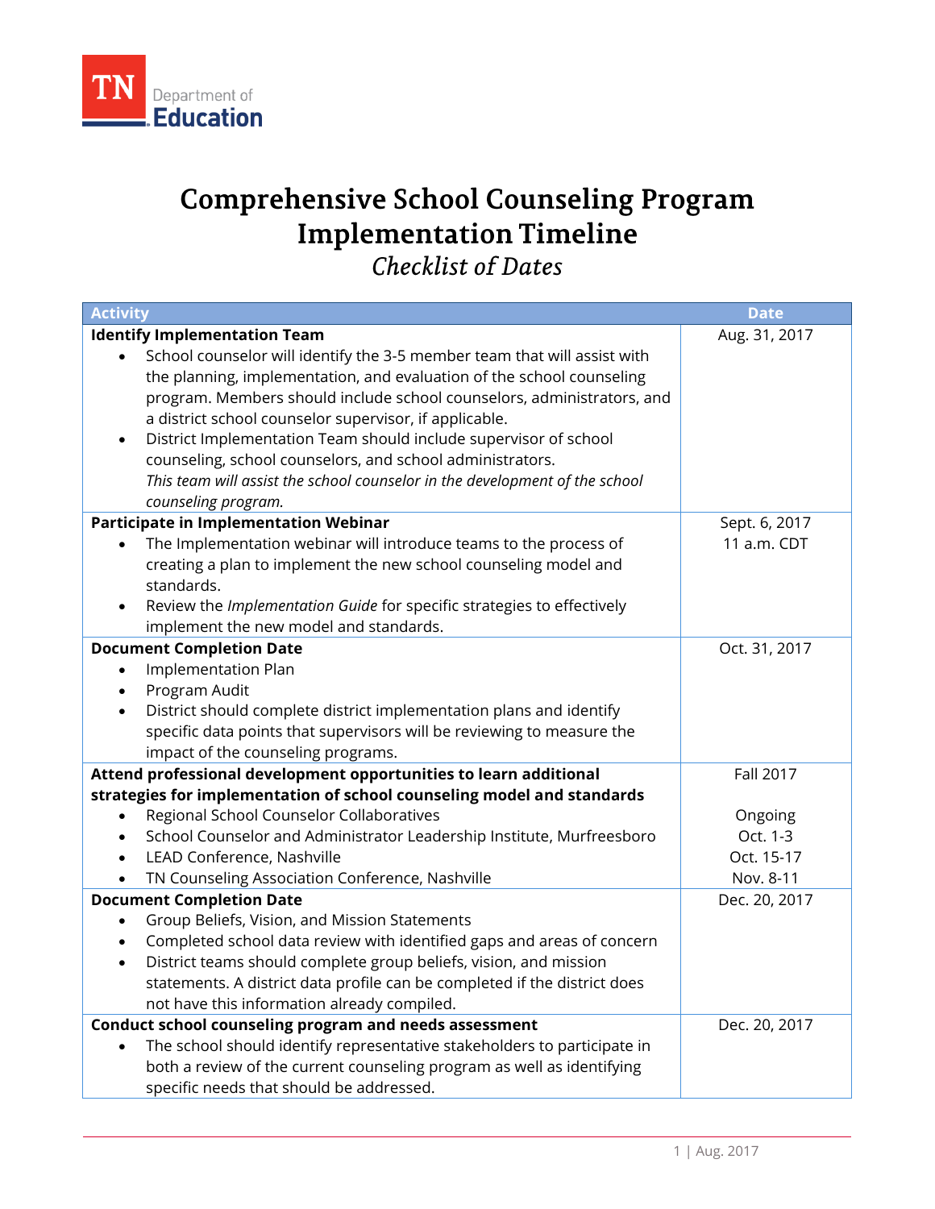# Comprehensive School Counseling Program Implementation Timeline

*Checklist of Dates*

| Activity | Date |
|---|---|
| **Identify Implementation Team**<br>• School counselor will identify the 3-5 member team that will assist with the planning, implementation, and evaluation of the school counseling program. Members should include school counselors, administrators, and a district school counselor supervisor, if applicable.<br>• District Implementation Team should include supervisor of school counseling, school counselors, and school administrators.<br>*This team will assist the school counselor in the development of the school counseling program.* | Aug. 31, 2017 |
| **Participate in Implementation Webinar**<br>• The Implementation webinar will introduce teams to the process of creating a plan to implement the new school counseling model and standards.<br>• Review the *Implementation Guide* for specific strategies to effectively implement the new model and standards. | Sept. 6, 2017<br>11 a.m. CDT |
| **Document Completion Date**<br>• Implementation Plan<br>• Program Audit<br>• District should complete district implementation plans and identify specific data points that supervisors will be reviewing to measure the impact of the counseling programs. | Oct. 31, 2017 |
| **Attend professional development opportunities to learn additional strategies for implementation of school counseling model and standards**<br>• Regional School Counselor Collaboratives<br>• School Counselor and Administrator Leadership Institute, Murfreesboro<br>• LEAD Conference, Nashville<br>• TN Counseling Association Conference, Nashville | Fall 2017<br><br>Ongoing<br>Oct. 1-3<br>Oct. 15-17<br>Nov. 8-11 |
| **Document Completion Date**<br>• Group Beliefs, Vision, and Mission Statements<br>• Completed school data review with identified gaps and areas of concern<br>• District teams should complete group beliefs, vision, and mission statements. A district data profile can be completed if the district does not have this information already compiled. | Dec. 20, 2017 |
| **Conduct school counseling program and needs assessment**<br>• The school should identify representative stakeholders to participate in both a review of the current counseling program as well as identifying specific needs that should be addressed. | Dec. 20, 2017 |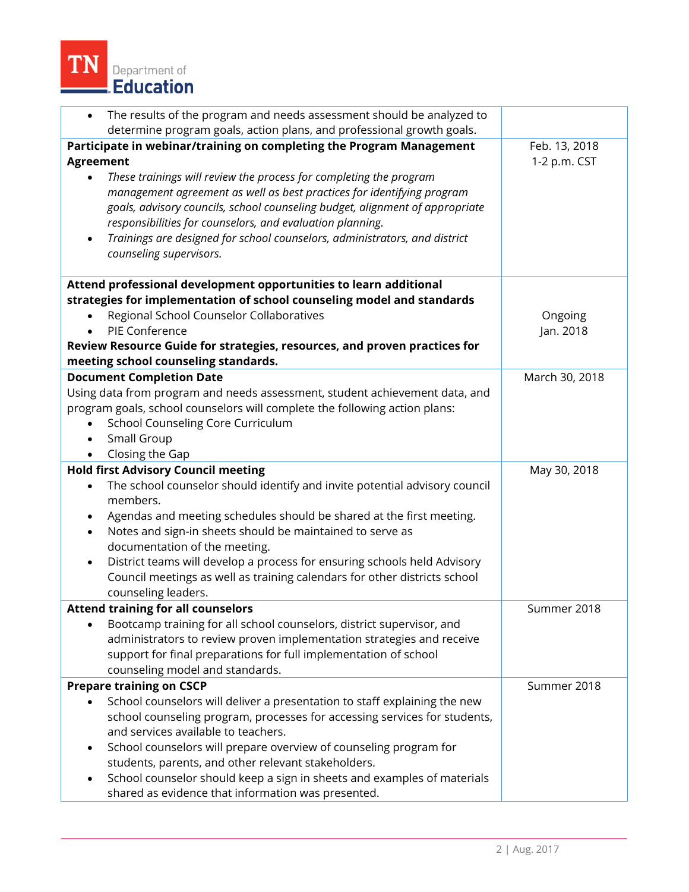| | |
|---|---|
| • The results of the program and needs assessment should be analyzed to determine program goals, action plans, and professional growth goals. | |
| **Participate in webinar/training on completing the Program Management Agreement**<br>• *These trainings will review the process for completing the program management agreement as well as best practices for identifying program goals, advisory councils, school counseling budget, alignment of appropriate responsibilities for counselors, and evaluation planning.*<br>• *Trainings are designed for school counselors, administrators, and district counseling supervisors.* | Feb. 13, 2018<br>1-2 p.m. CST |
| **Attend professional development opportunities to learn additional strategies for implementation of school counseling model and standards**<br>• Regional School Counselor Collaboratives<br>• PIE Conference<br>**Review Resource Guide for strategies, resources, and proven practices for meeting school counseling standards.** | <br><br>Ongoing<br>Jan. 2018 |
| **Document Completion Date**<br>Using data from program and needs assessment, student achievement data, and program goals, school counselors will complete the following action plans:<br>• School Counseling Core Curriculum<br>• Small Group<br>• Closing the Gap | March 30, 2018 |
| **Hold first Advisory Council meeting**<br>• The school counselor should identify and invite potential advisory council members.<br>• Agendas and meeting schedules should be shared at the first meeting.<br>• Notes and sign-in sheets should be maintained to serve as documentation of the meeting.<br>• District teams will develop a process for ensuring schools held Advisory Council meetings as well as training calendars for other districts school counseling leaders. | May 30, 2018 |
| **Attend training for all counselors**<br>• Bootcamp training for all school counselors, district supervisor, and administrators to review proven implementation strategies and receive support for final preparations for full implementation of school counseling model and standards. | Summer 2018 |
| **Prepare training on CSCP**<br>• School counselors will deliver a presentation to staff explaining the new school counseling program, processes for accessing services for students, and services available to teachers.<br>• School counselors will prepare overview of counseling program for students, parents, and other relevant stakeholders.<br>• School counselor should keep a sign in sheets and examples of materials shared as evidence that information was presented. | Summer 2018 |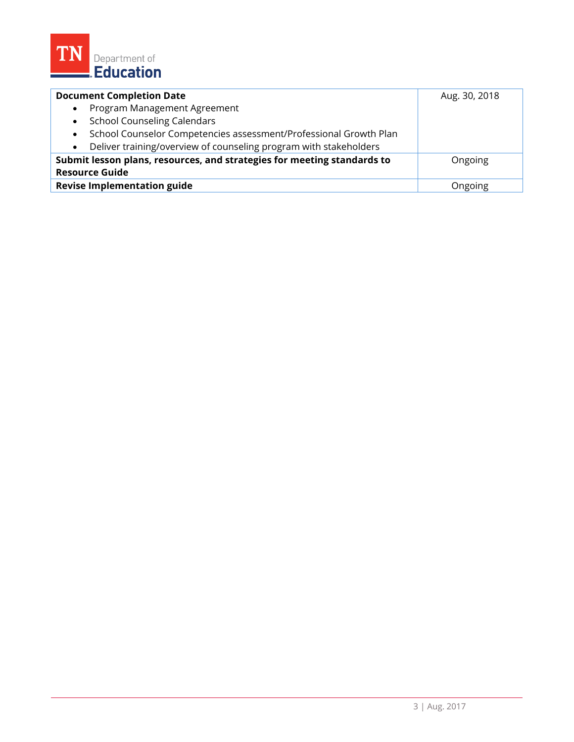| | |
|---|---|
| **Document Completion Date**<br>• Program Management Agreement<br>• School Counseling Calendars<br>• School Counselor Competencies assessment/Professional Growth Plan<br>• Deliver training/overview of counseling program with stakeholders | Aug. 30, 2018 |
| **Submit lesson plans, resources, and strategies for meeting standards to Resource Guide** | Ongoing |
| **Revise Implementation guide** | Ongoing |